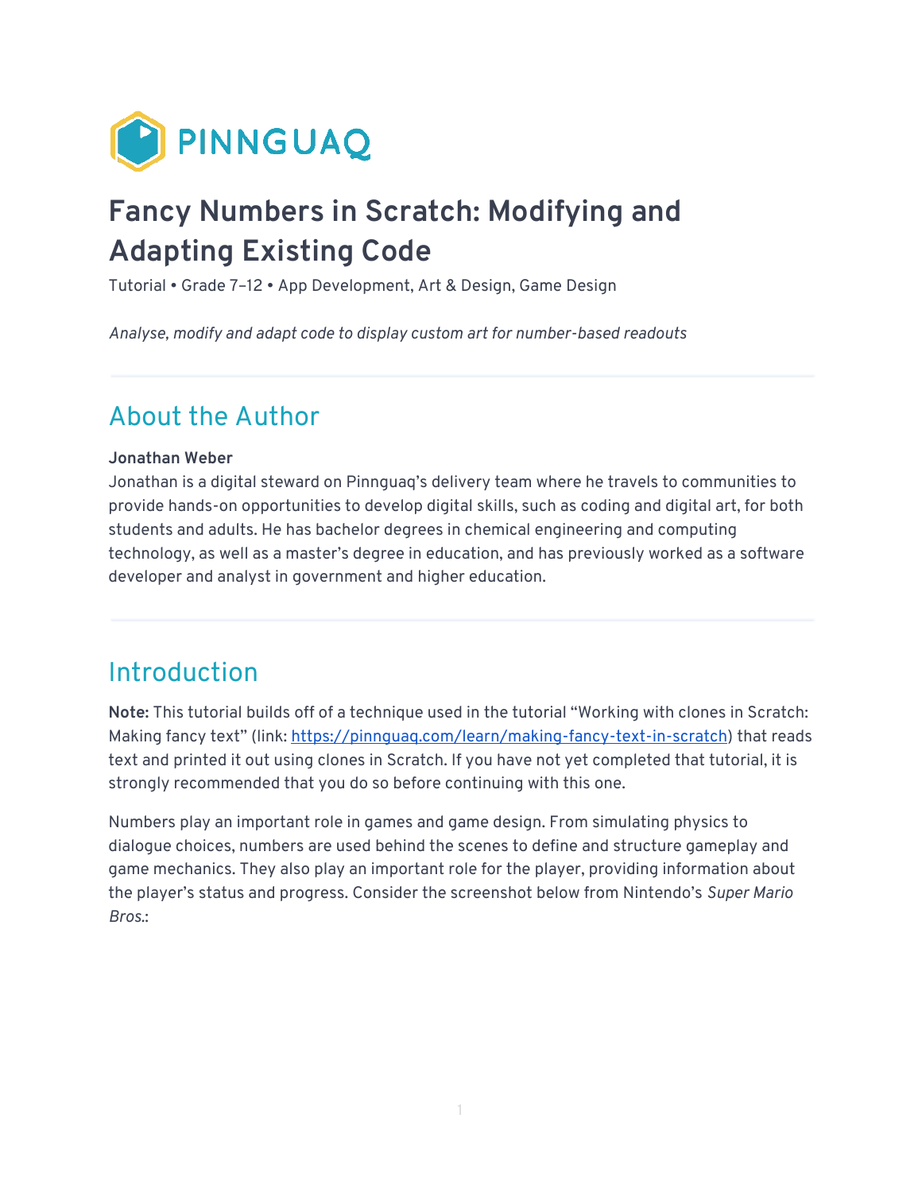PINNGUAQ

# Fancy Numbers in Scratch: Modifying and Adapting Existing Code

Tutorial • Grade 7–12 • App Development, Art & Design, Game Design

*Analyse, modify and adapt code to display custom art for number-based readouts*

---

## About the Author

**Jonathan Weber**
Jonathan is a digital steward on Pinnguaq's delivery team where he travels to communities to provide hands-on opportunities to develop digital skills, such as coding and digital art, for both students and adults. He has bachelor degrees in chemical engineering and computing technology, as well as a master's degree in education, and has previously worked as a software developer and analyst in government and higher education.

---

## Introduction

**Note:** This tutorial builds off of a technique used in the tutorial "Working with clones in Scratch: Making fancy text" (link: [https://pinnguaq.com/learn/making-fancy-text-in-scratch](https://pinnguaq.com/learn/making-fancy-text-in-scratch)) that reads text and printed it out using clones in Scratch. If you have not yet completed that tutorial, it is strongly recommended that you do so before continuing with this one.

Numbers play an important role in games and game design. From simulating physics to dialogue choices, numbers are used behind the scenes to define and structure gameplay and game mechanics. They also play an important role for the player, providing information about the player's status and progress. Consider the screenshot below from Nintendo's *Super Mario Bros.*: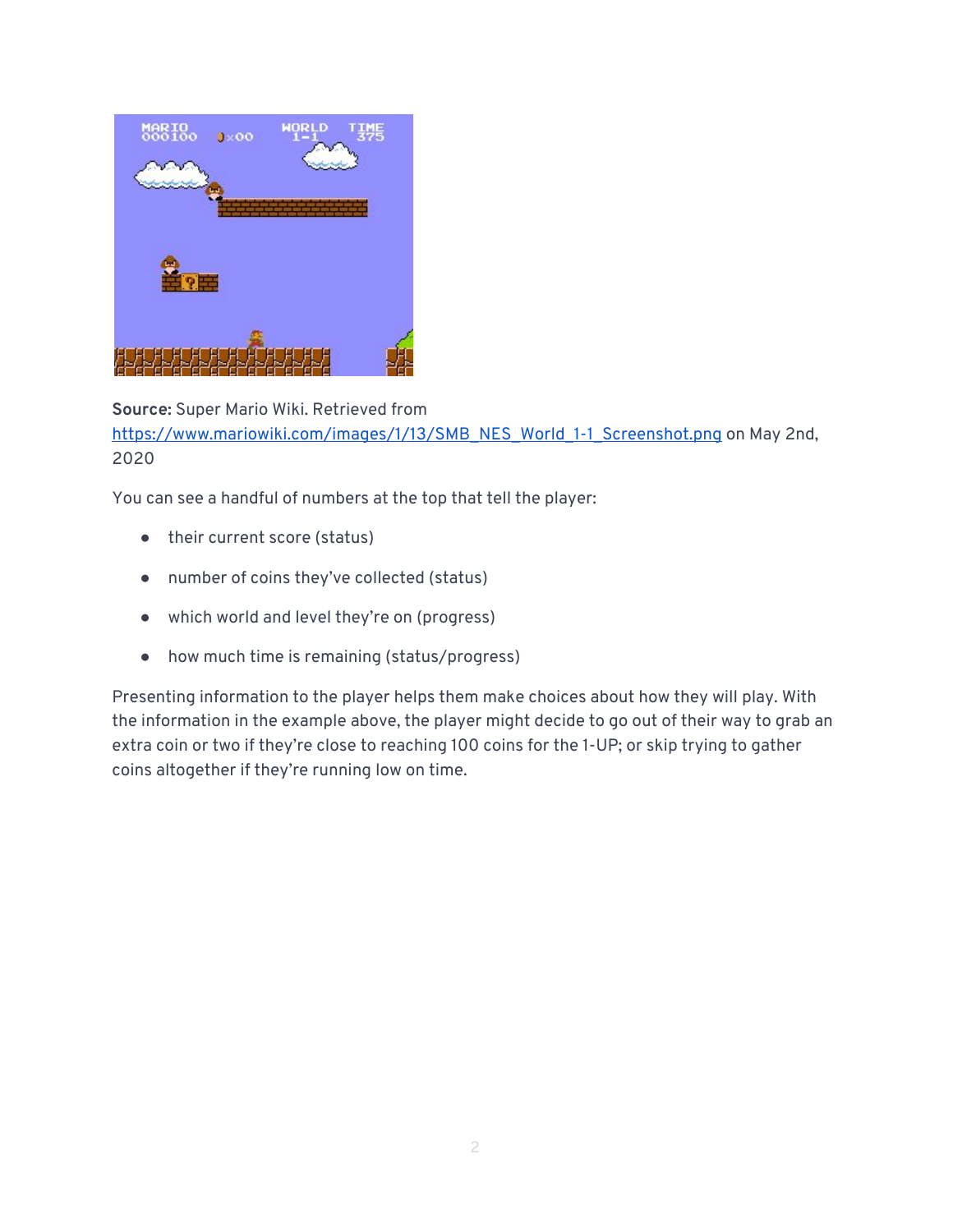**Source:** Super Mario Wiki. Retrieved from https://www.mariowiki.com/images/1/13/SMB_NES_World_1-1_Screenshot.png on May 2nd, 2020

You can see a handful of numbers at the top that tell the player:

- their current score (status)
- number of coins they've collected (status)
- which world and level they're on (progress)
- how much time is remaining (status/progress)

Presenting information to the player helps them make choices about how they will play. With the information in the example above, the player might decide to go out of their way to grab an extra coin or two if they're close to reaching 100 coins for the 1-UP; or skip trying to gather coins altogether if they're running low on time.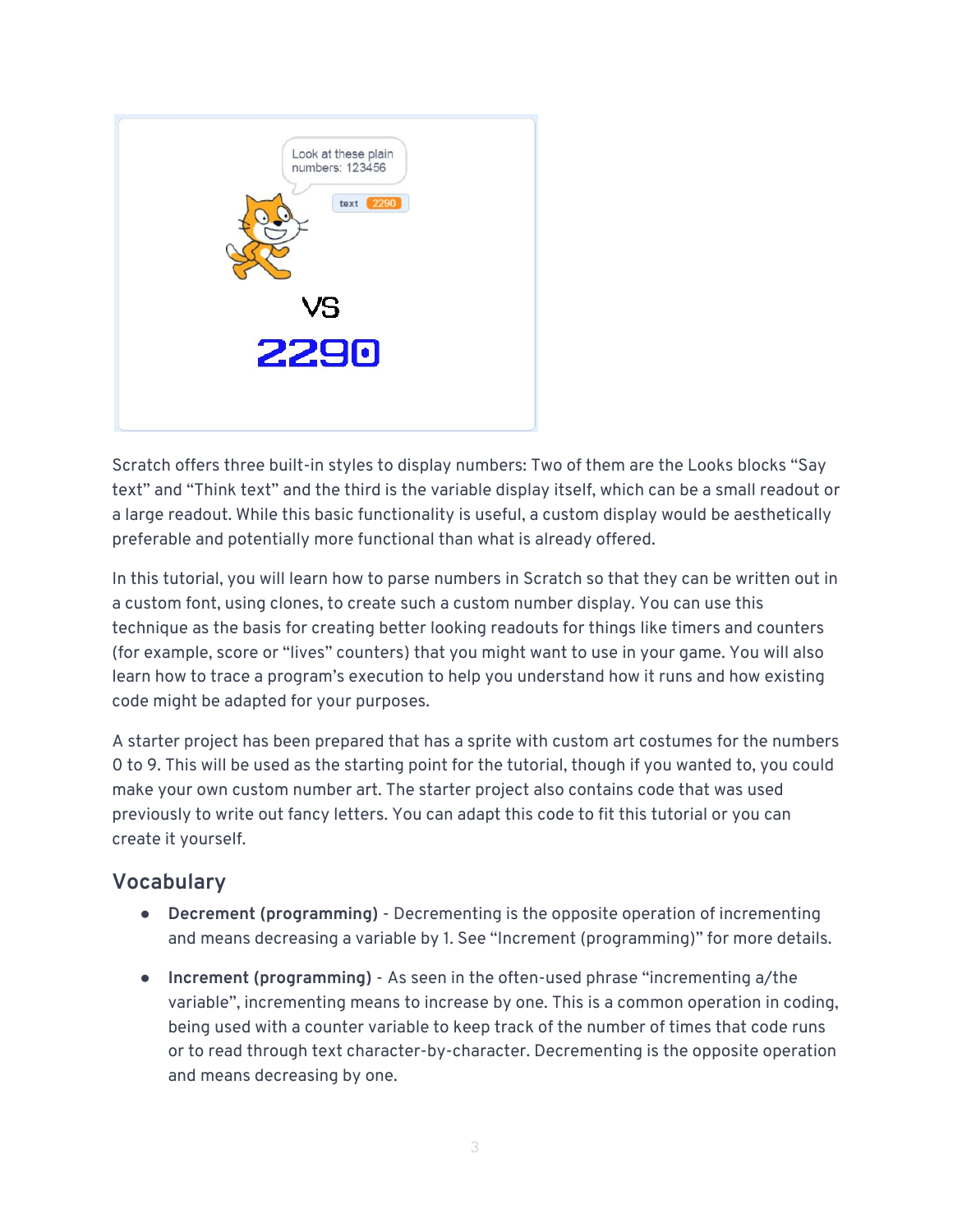Scratch offers three built-in styles to display numbers: Two of them are the Looks blocks “Say text” and “Think text” and the third is the variable display itself, which can be a small readout or a large readout. While this basic functionality is useful, a custom display would be aesthetically preferable and potentially more functional than what is already offered.

In this tutorial, you will learn how to parse numbers in Scratch so that they can be written out in a custom font, using clones, to create such a custom number display. You can use this technique as the basis for creating better looking readouts for things like timers and counters (for example, score or “lives” counters) that you might want to use in your game. You will also learn how to trace a program’s execution to help you understand how it runs and how existing code might be adapted for your purposes.

A starter project has been prepared that has a sprite with custom art costumes for the numbers 0 to 9. This will be used as the starting point for the tutorial, though if you wanted to, you could make your own custom number art. The starter project also contains code that was used previously to write out fancy letters. You can adapt this code to fit this tutorial or you can create it yourself.

## Vocabulary

- **Decrement (programming)** - Decrementing is the opposite operation of incrementing and means decreasing a variable by 1. See “Increment (programming)” for more details.
- **Increment (programming)** - As seen in the often-used phrase “incrementing a/the variable”, incrementing means to increase by one. This is a common operation in coding, being used with a counter variable to keep track of the number of times that code runs or to read through text character-by-character. Decrementing is the opposite operation and means decreasing by one.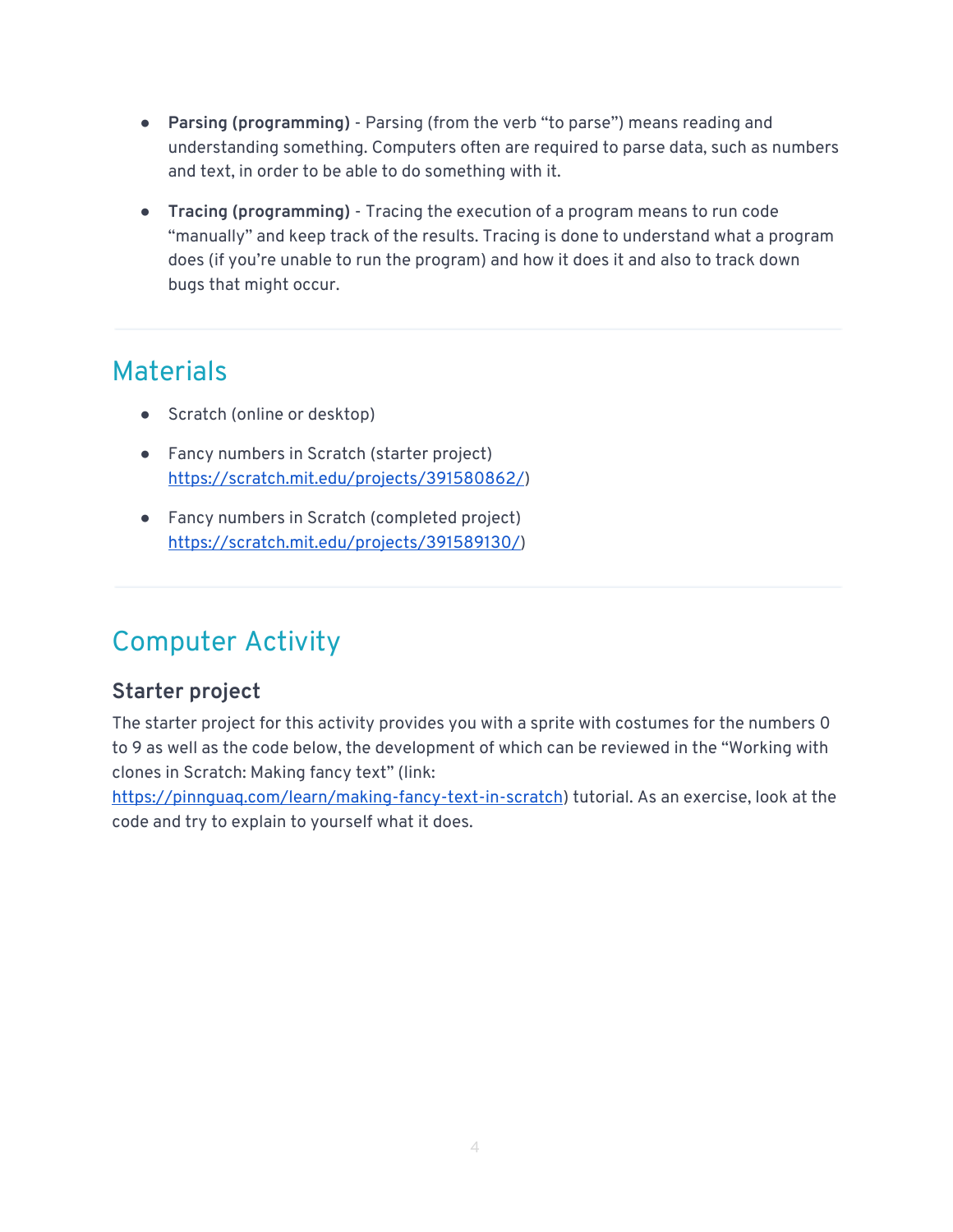- **Parsing (programming)** - Parsing (from the verb "to parse") means reading and understanding something. Computers often are required to parse data, such as numbers and text, in order to be able to do something with it.

- **Tracing (programming)** - Tracing the execution of a program means to run code "manually" and keep track of the results. Tracing is done to understand what a program does (if you're unable to run the program) and how it does it and also to track down bugs that might occur.

---

## Materials

- Scratch (online or desktop)

- Fancy numbers in Scratch (starter project) https://scratch.mit.edu/projects/391580862/)

- Fancy numbers in Scratch (completed project) https://scratch.mit.edu/projects/391589130/)

---

## Computer Activity

### Starter project

The starter project for this activity provides you with a sprite with costumes for the numbers 0 to 9 as well as the code below, the development of which can be reviewed in the "Working with clones in Scratch: Making fancy text" (link: https://pinnguaq.com/learn/making-fancy-text-in-scratch) tutorial. As an exercise, look at the code and try to explain to yourself what it does.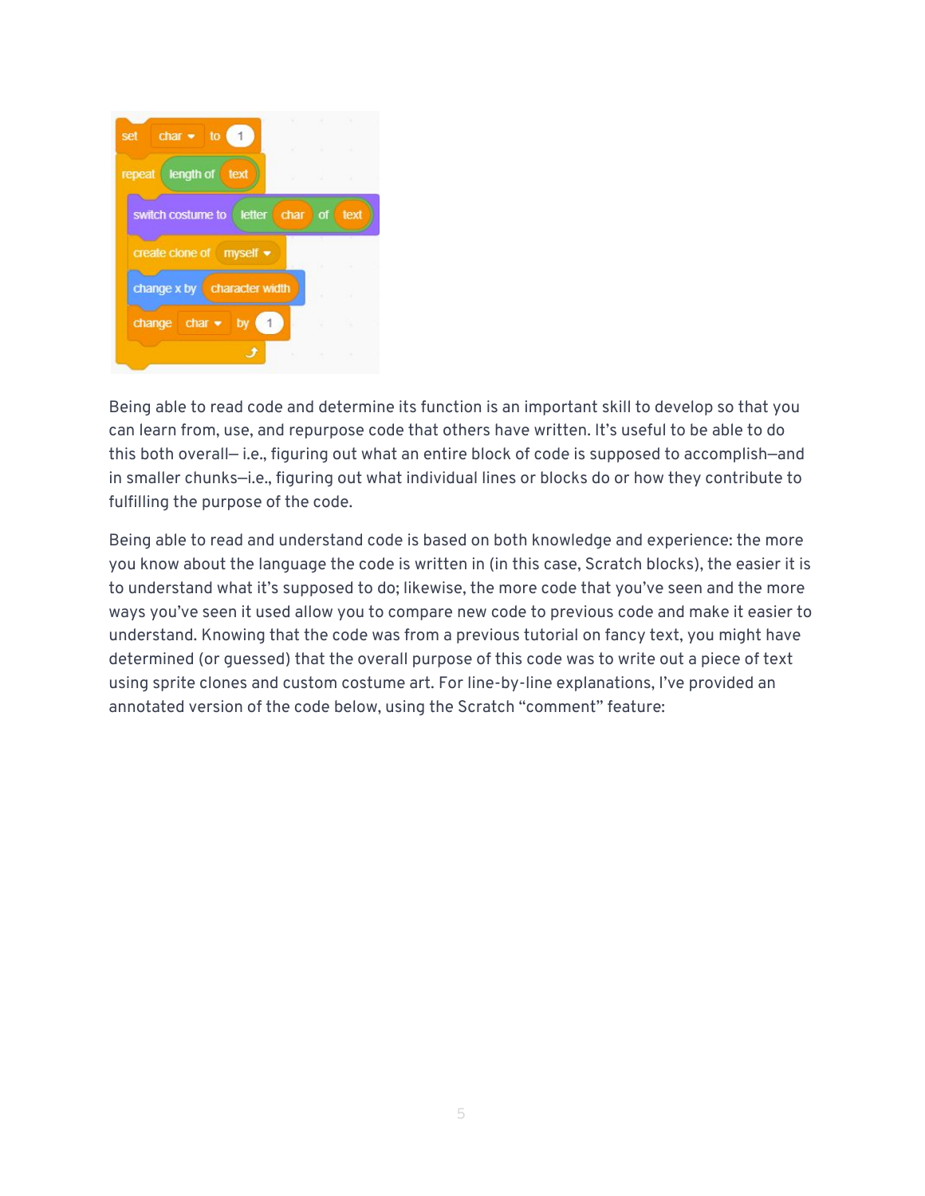```
set [char] to (1)
repeat (length of (text))
    switch costume to (letter (char) of (text))
    create clone of [myself]
    change x by (character width)
    change [char] by (1)
end
```

Being able to read code and determine its function is an important skill to develop so that you can learn from, use, and repurpose code that others have written. It's useful to be able to do this both overall— i.e., figuring out what an entire block of code is supposed to accomplish—and in smaller chunks—i.e., figuring out what individual lines or blocks do or how they contribute to fulfilling the purpose of the code.

Being able to read and understand code is based on both knowledge and experience: the more you know about the language the code is written in (in this case, Scratch blocks), the easier it is to understand what it's supposed to do; likewise, the more code that you've seen and the more ways you've seen it used allow you to compare new code to previous code and make it easier to understand. Knowing that the code was from a previous tutorial on fancy text, you might have determined (or guessed) that the overall purpose of this code was to write out a piece of text using sprite clones and custom costume art. For line-by-line explanations, I've provided an annotated version of the code below, using the Scratch "comment" feature: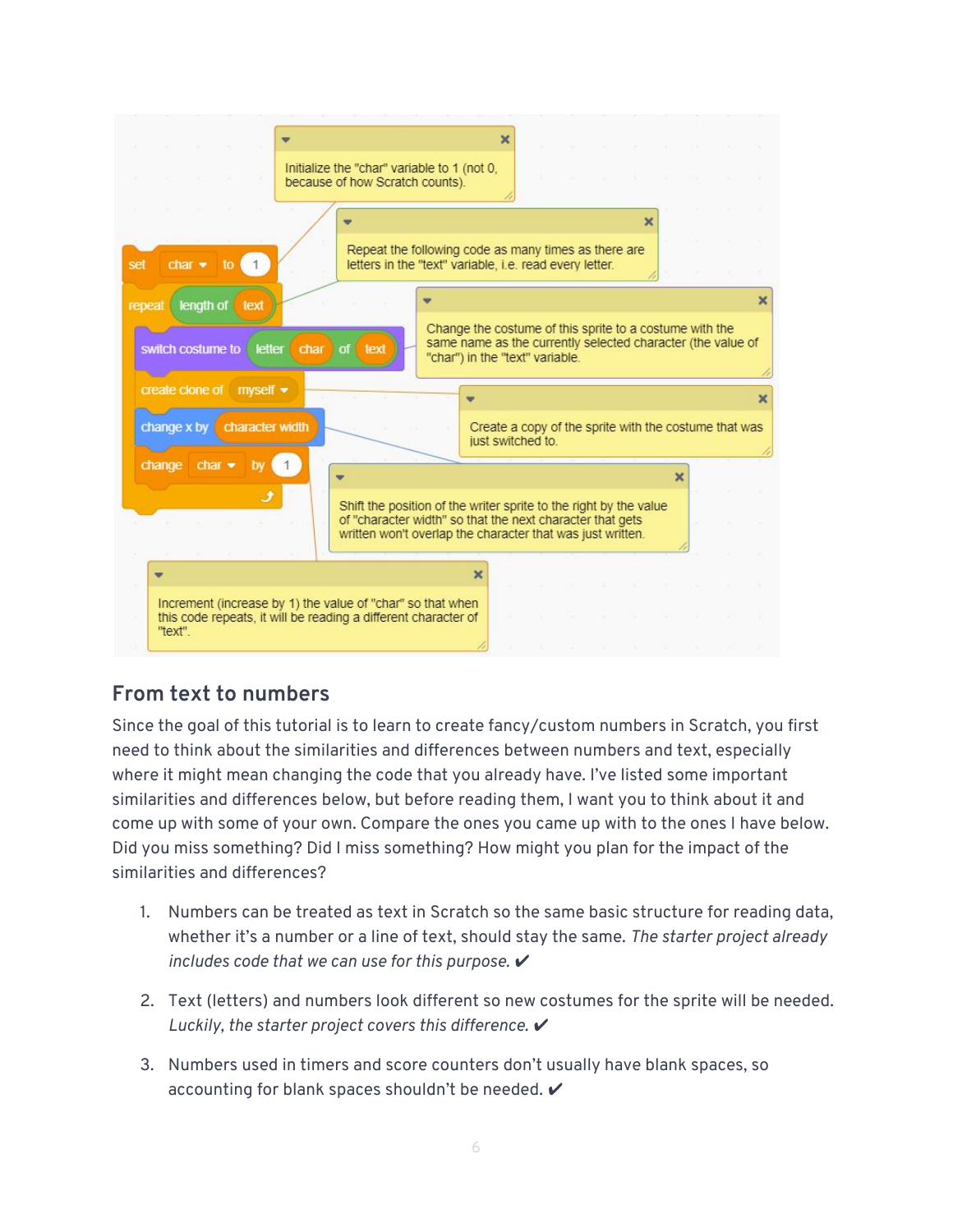```
set [char] to (1)
    // Initialize the "char" variable to 1 (not 0, because of how Scratch counts).
repeat (length of (text))
    // Repeat the following code as many times as there are letters in the "text" variable, i.e. read every letter.
    switch costume to (letter (char) of (text))
        // Change the costume of this sprite to a costume with the same name as the currently selected character (the value of "char") in the "text" variable.
    create clone of [myself]
        // Create a copy of the sprite with the costume that was just switched to.
    change x by (character width)
        // Shift the position of the writer sprite to the right by the value of "character width" so that the next character that gets written won't overlap the character that was just written.
    change [char] by (1)
        // Increment (increase by 1) the value of "char" so that when this code repeats, it will be reading a different character of "text".
end
```

## From text to numbers

Since the goal of this tutorial is to learn to create fancy/custom numbers in Scratch, you first need to think about the similarities and differences between numbers and text, especially where it might mean changing the code that you already have. I've listed some important similarities and differences below, but before reading them, I want you to think about it and come up with some of your own. Compare the ones you came up with to the ones I have below. Did you miss something? Did I miss something? How might you plan for the impact of the similarities and differences?

1. Numbers can be treated as text in Scratch so the same basic structure for reading data, whether it's a number or a line of text, should stay the same. *The starter project already includes code that we can use for this purpose.* ✔
2. Text (letters) and numbers look different so new costumes for the sprite will be needed. *Luckily, the starter project covers this difference.* ✔
3. Numbers used in timers and score counters don't usually have blank spaces, so accounting for blank spaces shouldn't be needed. ✔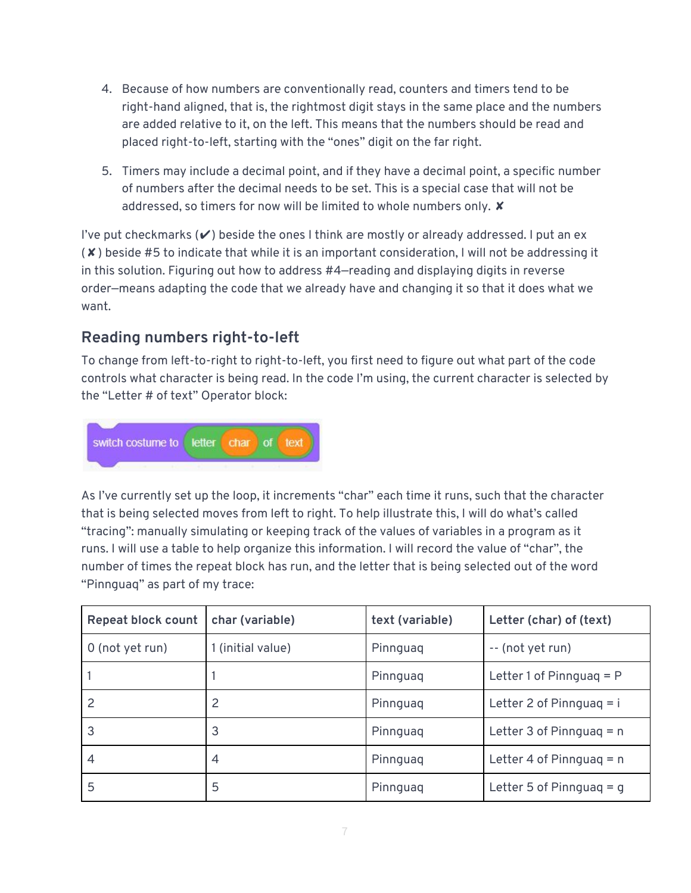4. Because of how numbers are conventionally read, counters and timers tend to be right-hand aligned, that is, the rightmost digit stays in the same place and the numbers are added relative to it, on the left. This means that the numbers should be read and placed right-to-left, starting with the "ones" digit on the far right.

5. Timers may include a decimal point, and if they have a decimal point, a specific number of numbers after the decimal needs to be set. This is a special case that will not be addressed, so timers for now will be limited to whole numbers only. ✘

I've put checkmarks (✔) beside the ones I think are mostly or already addressed. I put an ex (✘) beside #5 to indicate that while it is an important consideration, I will not be addressing it in this solution. Figuring out how to address #4—reading and displaying digits in reverse order—means adapting the code that we already have and changing it so that it does what we want.

## Reading numbers right-to-left

To change from left-to-right to right-to-left, you first need to figure out what part of the code controls what character is being read. In the code I'm using, the current character is selected by the "Letter # of text" Operator block:

```
switch costume to (letter (char) of (text))
```

As I've currently set up the loop, it increments "char" each time it runs, such that the character that is being selected moves from left to right. To help illustrate this, I will do what's called "tracing": manually simulating or keeping track of the values of variables in a program as it runs. I will use a table to help organize this information. I will record the value of "char", the number of times the repeat block has run, and the letter that is being selected out of the word "Pinnguaq" as part of my trace:

| Repeat block count | char (variable) | text (variable) | Letter (char) of (text) |
|---|---|---|---|
| 0 (not yet run) | 1 (initial value) | Pinnguaq | -- (not yet run) |
| 1 | 1 | Pinnguaq | Letter 1 of Pinnguaq = P |
| 2 | 2 | Pinnguaq | Letter 2 of Pinnguaq = i |
| 3 | 3 | Pinnguaq | Letter 3 of Pinnguaq = n |
| 4 | 4 | Pinnguaq | Letter 4 of Pinnguaq = n |
| 5 | 5 | Pinnguaq | Letter 5 of Pinnguaq = g |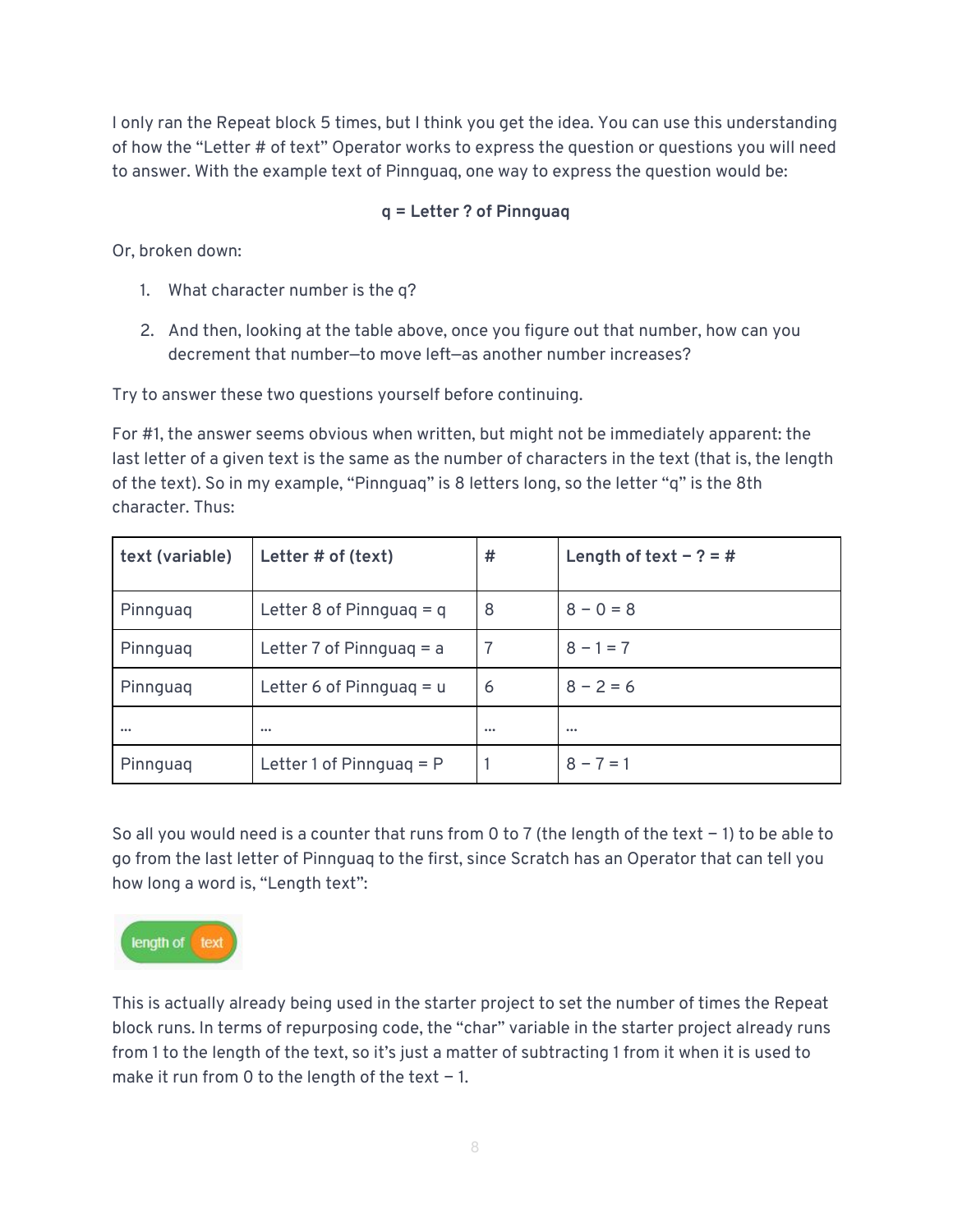I only ran the Repeat block 5 times, but I think you get the idea. You can use this understanding of how the "Letter # of text" Operator works to express the question or questions you will need to answer. With the example text of Pinnguaq, one way to express the question would be:

**q = Letter ? of Pinnguaq**

Or, broken down:

1. What character number is the q?
2. And then, looking at the table above, once you figure out that number, how can you decrement that number—to move left—as another number increases?

Try to answer these two questions yourself before continuing.

For #1, the answer seems obvious when written, but might not be immediately apparent: the last letter of a given text is the same as the number of characters in the text (that is, the length of the text). So in my example, "Pinnguaq" is 8 letters long, so the letter "q" is the 8th character. Thus:

| text (variable) | Letter # of (text) | # | Length of text − ? = # |
|---|---|---|---|
| Pinnguaq | Letter 8 of Pinnguaq = q | 8 | 8 − 0 = 8 |
| Pinnguaq | Letter 7 of Pinnguaq = a | 7 | 8 − 1 = 7 |
| Pinnguaq | Letter 6 of Pinnguaq = u | 6 | 8 − 2 = 6 |
| … | … | … | … |
| Pinnguaq | Letter 1 of Pinnguaq = P | 1 | 8 − 7 = 1 |

So all you would need is a counter that runs from 0 to 7 (the length of the text − 1) to be able to go from the last letter of Pinnguaq to the first, since Scratch has an Operator that can tell you how long a word is, "Length text":

length of text

This is actually already being used in the starter project to set the number of times the Repeat block runs. In terms of repurposing code, the "char" variable in the starter project already runs from 1 to the length of the text, so it's just a matter of subtracting 1 from it when it is used to make it run from 0 to the length of the text − 1.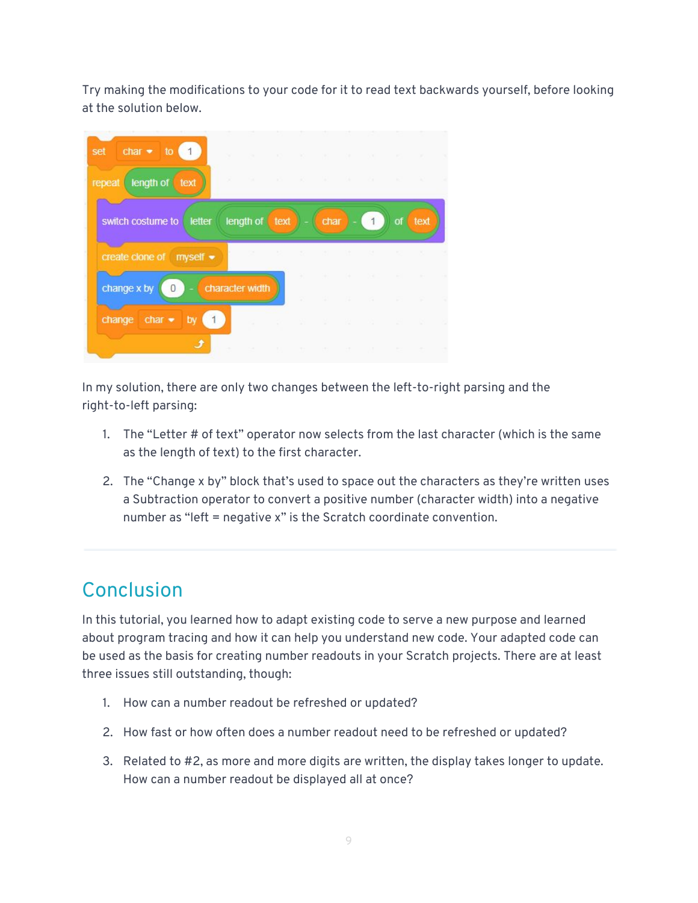Try making the modifications to your code for it to read text backwards yourself, before looking at the solution below.

```
set [char] to (1)
repeat (length of (text))
    switch costume to (letter ((length of (text)) - ((char) - (1))) of (text))
    create clone of [myself]
    change x by ((0) - (character width))
    change [char] by (1)
end
```

In my solution, there are only two changes between the left-to-right parsing and the right-to-left parsing:

1. The "Letter # of text" operator now selects from the last character (which is the same as the length of text) to the first character.
2. The "Change x by" block that's used to space out the characters as they're written uses a Subtraction operator to convert a positive number (character width) into a negative number as "left = negative x" is the Scratch coordinate convention.

---

## Conclusion

In this tutorial, you learned how to adapt existing code to serve a new purpose and learned about program tracing and how it can help you understand new code. Your adapted code can be used as the basis for creating number readouts in your Scratch projects. There are at least three issues still outstanding, though:

1. How can a number readout be refreshed or updated?
2. How fast or how often does a number readout need to be refreshed or updated?
3. Related to #2, as more and more digits are written, the display takes longer to update. How can a number readout be displayed all at once?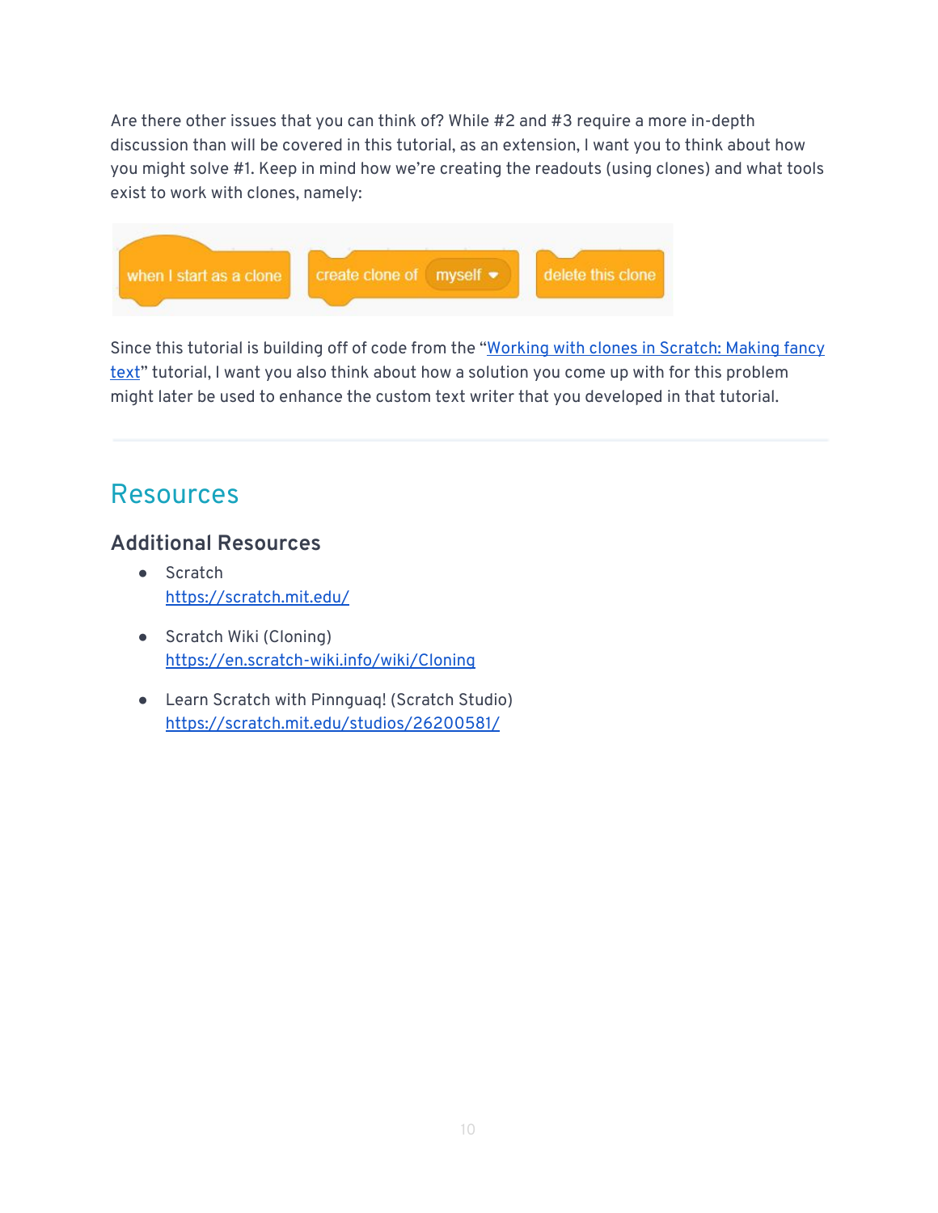Are there other issues that you can think of? While #2 and #3 require a more in-depth discussion than will be covered in this tutorial, as an extension, I want you to think about how you might solve #1. Keep in mind how we're creating the readouts (using clones) and what tools exist to work with clones, namely:

when I start as a clone | create clone of myself | delete this clone

Since this tutorial is building off of code from the "[Working with clones in Scratch: Making fancy text](#)" tutorial, I want you also think about how a solution you come up with for this problem might later be used to enhance the custom text writer that you developed in that tutorial.

# Resources

## Additional Resources

- Scratch
  [https://scratch.mit.edu/](https://scratch.mit.edu/)
- Scratch Wiki (Cloning)
  [https://en.scratch-wiki.info/wiki/Cloning](https://en.scratch-wiki.info/wiki/Cloning)
- Learn Scratch with Pinnguaq! (Scratch Studio)
  [https://scratch.mit.edu/studios/26200581/](https://scratch.mit.edu/studios/26200581/)